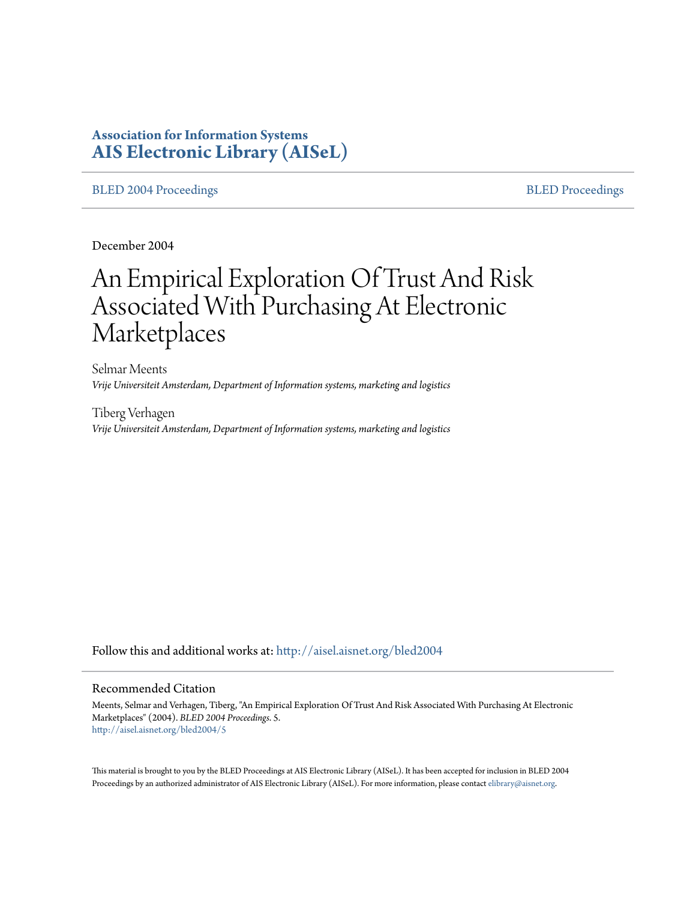**Association for Information Systems**
**AIS Electronic Library (AISeL)**

BLED 2004 Proceedings | BLED Proceedings

December 2004

# An Empirical Exploration Of Trust And Risk Associated With Purchasing At Electronic Marketplaces

Selmar Meents
*Vrije Universiteit Amsterdam, Department of Information systems, marketing and logistics*

Tiberg Verhagen
*Vrije Universiteit Amsterdam, Department of Information systems, marketing and logistics*

Follow this and additional works at: http://aisel.aisnet.org/bled2004

## Recommended Citation

Meents, Selmar and Verhagen, Tiberg, "An Empirical Exploration Of Trust And Risk Associated With Purchasing At Electronic Marketplaces" (2004). *BLED 2004 Proceedings*. 5.
http://aisel.aisnet.org/bled2004/5

This material is brought to you by the BLED Proceedings at AIS Electronic Library (AISeL). It has been accepted for inclusion in BLED 2004 Proceedings by an authorized administrator of AIS Electronic Library (AISeL). For more information, please contact elibrary@aisnet.org.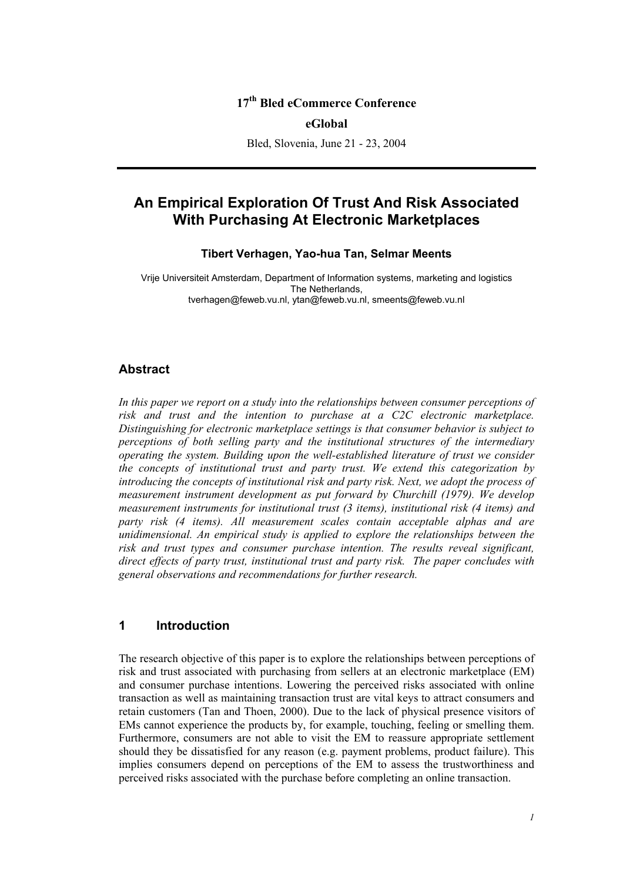17th Bled eCommerce Conference

**eGlobal**

Bled, Slovenia, June 21 - 23, 2004

# An Empirical Exploration Of Trust And Risk Associated With Purchasing At Electronic Marketplaces

**Tibert Verhagen, Yao-hua Tan, Selmar Meents**

Vrije Universiteit Amsterdam, Department of Information systems, marketing and logistics
The Netherlands,
tverhagen@feweb.vu.nl, ytan@feweb.vu.nl, smeents@feweb.vu.nl

## Abstract

*In this paper we report on a study into the relationships between consumer perceptions of risk and trust and the intention to purchase at a C2C electronic marketplace. Distinguishing for electronic marketplace settings is that consumer behavior is subject to perceptions of both selling party and the institutional structures of the intermediary operating the system. Building upon the well-established literature of trust we consider the concepts of institutional trust and party trust. We extend this categorization by introducing the concepts of institutional risk and party risk. Next, we adopt the process of measurement instrument development as put forward by Churchill (1979). We develop measurement instruments for institutional trust (3 items), institutional risk (4 items) and party risk (4 items). All measurement scales contain acceptable alphas and are unidimensional. An empirical study is applied to explore the relationships between the risk and trust types and consumer purchase intention. The results reveal significant, direct effects of party trust, institutional trust and party risk. The paper concludes with general observations and recommendations for further research.*

## 1 Introduction

The research objective of this paper is to explore the relationships between perceptions of risk and trust associated with purchasing from sellers at an electronic marketplace (EM) and consumer purchase intentions. Lowering the perceived risks associated with online transaction as well as maintaining transaction trust are vital keys to attract consumers and retain customers (Tan and Thoen, 2000). Due to the lack of physical presence visitors of EMs cannot experience the products by, for example, touching, feeling or smelling them. Furthermore, consumers are not able to visit the EM to reassure appropriate settlement should they be dissatisfied for any reason (e.g. payment problems, product failure). This implies consumers depend on perceptions of the EM to assess the trustworthiness and perceived risks associated with the purchase before completing an online transaction.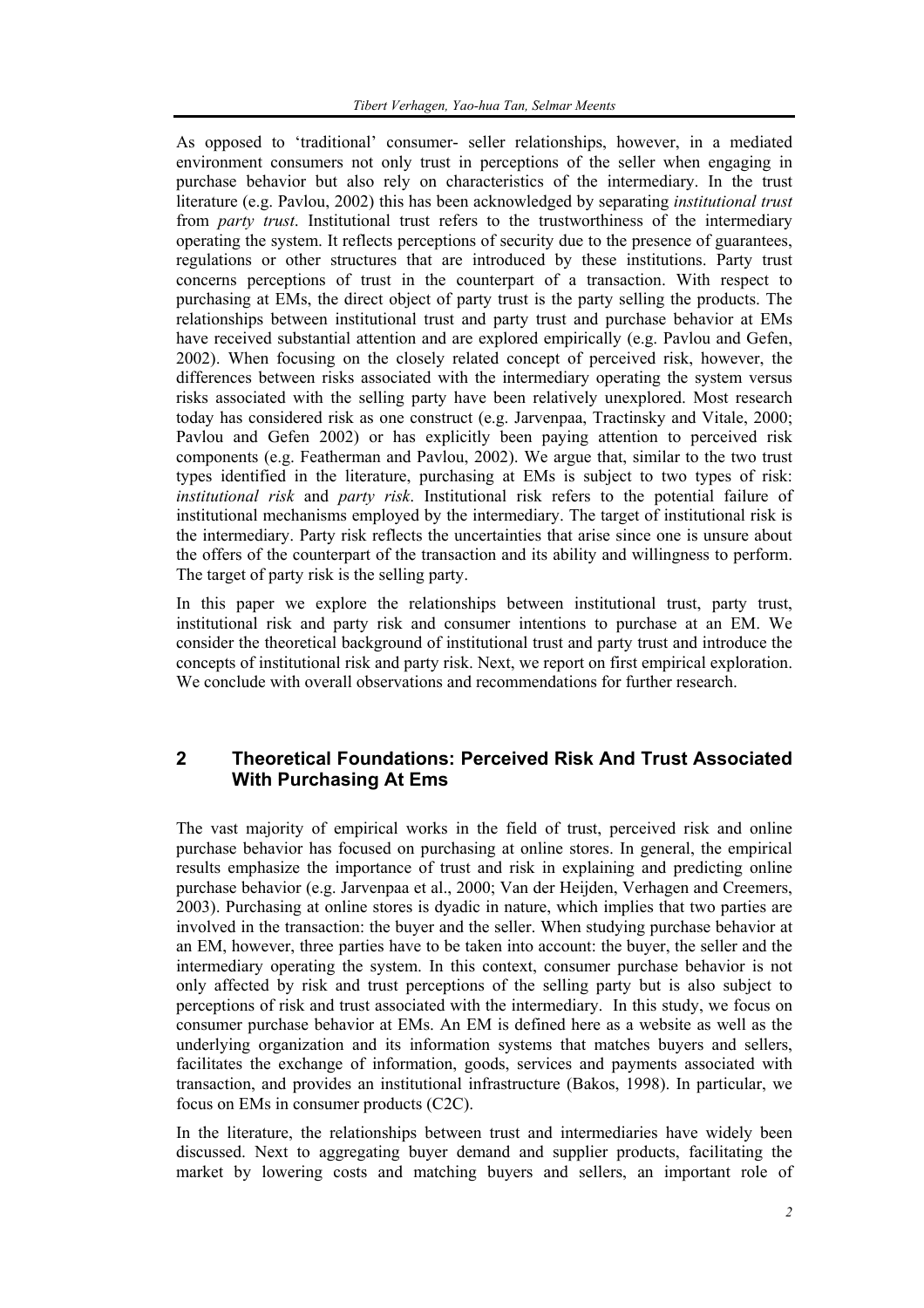As opposed to 'traditional' consumer- seller relationships, however, in a mediated environment consumers not only trust in perceptions of the seller when engaging in purchase behavior but also rely on characteristics of the intermediary. In the trust literature (e.g. Pavlou, 2002) this has been acknowledged by separating *institutional trust* from *party trust*. Institutional trust refers to the trustworthiness of the intermediary operating the system. It reflects perceptions of security due to the presence of guarantees, regulations or other structures that are introduced by these institutions. Party trust concerns perceptions of trust in the counterpart of a transaction. With respect to purchasing at EMs, the direct object of party trust is the party selling the products. The relationships between institutional trust and party trust and purchase behavior at EMs have received substantial attention and are explored empirically (e.g. Pavlou and Gefen, 2002). When focusing on the closely related concept of perceived risk, however, the differences between risks associated with the intermediary operating the system versus risks associated with the selling party have been relatively unexplored. Most research today has considered risk as one construct (e.g. Jarvenpaa, Tractinsky and Vitale, 2000; Pavlou and Gefen 2002) or has explicitly been paying attention to perceived risk components (e.g. Featherman and Pavlou, 2002). We argue that, similar to the two trust types identified in the literature, purchasing at EMs is subject to two types of risk: *institutional risk* and *party risk*. Institutional risk refers to the potential failure of institutional mechanisms employed by the intermediary. The target of institutional risk is the intermediary. Party risk reflects the uncertainties that arise since one is unsure about the offers of the counterpart of the transaction and its ability and willingness to perform. The target of party risk is the selling party.

In this paper we explore the relationships between institutional trust, party trust, institutional risk and party risk and consumer intentions to purchase at an EM. We consider the theoretical background of institutional trust and party trust and introduce the concepts of institutional risk and party risk. Next, we report on first empirical exploration. We conclude with overall observations and recommendations for further research.

## 2 Theoretical Foundations: Perceived Risk And Trust Associated With Purchasing At Ems

The vast majority of empirical works in the field of trust, perceived risk and online purchase behavior has focused on purchasing at online stores. In general, the empirical results emphasize the importance of trust and risk in explaining and predicting online purchase behavior (e.g. Jarvenpaa et al., 2000; Van der Heijden, Verhagen and Creemers, 2003). Purchasing at online stores is dyadic in nature, which implies that two parties are involved in the transaction: the buyer and the seller. When studying purchase behavior at an EM, however, three parties have to be taken into account: the buyer, the seller and the intermediary operating the system. In this context, consumer purchase behavior is not only affected by risk and trust perceptions of the selling party but is also subject to perceptions of risk and trust associated with the intermediary. In this study, we focus on consumer purchase behavior at EMs. An EM is defined here as a website as well as the underlying organization and its information systems that matches buyers and sellers, facilitates the exchange of information, goods, services and payments associated with transaction, and provides an institutional infrastructure (Bakos, 1998). In particular, we focus on EMs in consumer products (C2C).

In the literature, the relationships between trust and intermediaries have widely been discussed. Next to aggregating buyer demand and supplier products, facilitating the market by lowering costs and matching buyers and sellers, an important role of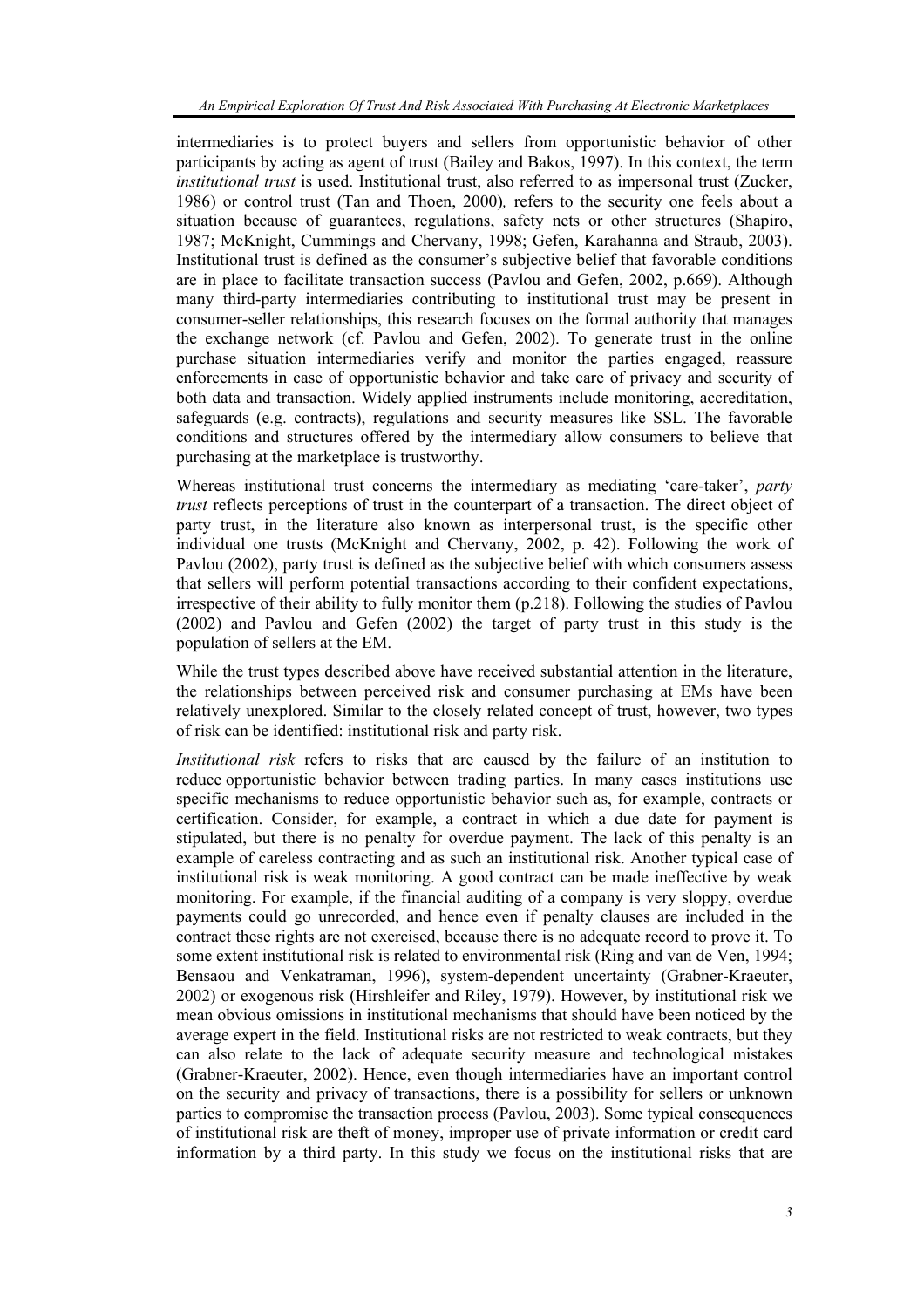intermediaries is to protect buyers and sellers from opportunistic behavior of other participants by acting as agent of trust (Bailey and Bakos, 1997). In this context, the term *institutional trust* is used. Institutional trust, also referred to as impersonal trust (Zucker, 1986) or control trust (Tan and Thoen, 2000), refers to the security one feels about a situation because of guarantees, regulations, safety nets or other structures (Shapiro, 1987; McKnight, Cummings and Chervany, 1998; Gefen, Karahanna and Straub, 2003). Institutional trust is defined as the consumer's subjective belief that favorable conditions are in place to facilitate transaction success (Pavlou and Gefen, 2002, p.669). Although many third-party intermediaries contributing to institutional trust may be present in consumer-seller relationships, this research focuses on the formal authority that manages the exchange network (cf. Pavlou and Gefen, 2002). To generate trust in the online purchase situation intermediaries verify and monitor the parties engaged, reassure enforcements in case of opportunistic behavior and take care of privacy and security of both data and transaction. Widely applied instruments include monitoring, accreditation, safeguards (e.g. contracts), regulations and security measures like SSL. The favorable conditions and structures offered by the intermediary allow consumers to believe that purchasing at the marketplace is trustworthy.

Whereas institutional trust concerns the intermediary as mediating 'care-taker', *party trust* reflects perceptions of trust in the counterpart of a transaction. The direct object of party trust, in the literature also known as interpersonal trust, is the specific other individual one trusts (McKnight and Chervany, 2002, p. 42). Following the work of Pavlou (2002), party trust is defined as the subjective belief with which consumers assess that sellers will perform potential transactions according to their confident expectations, irrespective of their ability to fully monitor them (p.218). Following the studies of Pavlou (2002) and Pavlou and Gefen (2002) the target of party trust in this study is the population of sellers at the EM.

While the trust types described above have received substantial attention in the literature, the relationships between perceived risk and consumer purchasing at EMs have been relatively unexplored. Similar to the closely related concept of trust, however, two types of risk can be identified: institutional risk and party risk.

*Institutional risk* refers to risks that are caused by the failure of an institution to reduce opportunistic behavior between trading parties. In many cases institutions use specific mechanisms to reduce opportunistic behavior such as, for example, contracts or certification. Consider, for example, a contract in which a due date for payment is stipulated, but there is no penalty for overdue payment. The lack of this penalty is an example of careless contracting and as such an institutional risk. Another typical case of institutional risk is weak monitoring. A good contract can be made ineffective by weak monitoring. For example, if the financial auditing of a company is very sloppy, overdue payments could go unrecorded, and hence even if penalty clauses are included in the contract these rights are not exercised, because there is no adequate record to prove it. To some extent institutional risk is related to environmental risk (Ring and van de Ven, 1994; Bensaou and Venkatraman, 1996), system-dependent uncertainty (Grabner-Kraeuter, 2002) or exogenous risk (Hirshleifer and Riley, 1979). However, by institutional risk we mean obvious omissions in institutional mechanisms that should have been noticed by the average expert in the field. Institutional risks are not restricted to weak contracts, but they can also relate to the lack of adequate security measure and technological mistakes (Grabner-Kraeuter, 2002). Hence, even though intermediaries have an important control on the security and privacy of transactions, there is a possibility for sellers or unknown parties to compromise the transaction process (Pavlou, 2003). Some typical consequences of institutional risk are theft of money, improper use of private information or credit card information by a third party. In this study we focus on the institutional risks that are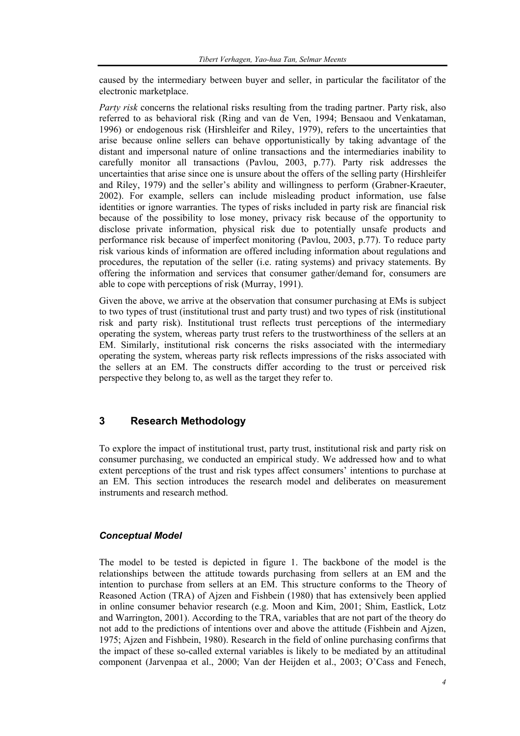caused by the intermediary between buyer and seller, in particular the facilitator of the electronic marketplace.

*Party risk* concerns the relational risks resulting from the trading partner. Party risk, also referred to as behavioral risk (Ring and van de Ven, 1994; Bensaou and Venkataman, 1996) or endogenous risk (Hirshleifer and Riley, 1979), refers to the uncertainties that arise because online sellers can behave opportunistically by taking advantage of the distant and impersonal nature of online transactions and the intermediaries inability to carefully monitor all transactions (Pavlou, 2003, p.77). Party risk addresses the uncertainties that arise since one is unsure about the offers of the selling party (Hirshleifer and Riley, 1979) and the seller's ability and willingness to perform (Grabner-Kraeuter, 2002). For example, sellers can include misleading product information, use false identities or ignore warranties. The types of risks included in party risk are financial risk because of the possibility to lose money, privacy risk because of the opportunity to disclose private information, physical risk due to potentially unsafe products and performance risk because of imperfect monitoring (Pavlou, 2003, p.77). To reduce party risk various kinds of information are offered including information about regulations and procedures, the reputation of the seller (i.e. rating systems) and privacy statements. By offering the information and services that consumer gather/demand for, consumers are able to cope with perceptions of risk (Murray, 1991).

Given the above, we arrive at the observation that consumer purchasing at EMs is subject to two types of trust (institutional trust and party trust) and two types of risk (institutional risk and party risk). Institutional trust reflects trust perceptions of the intermediary operating the system, whereas party trust refers to the trustworthiness of the sellers at an EM. Similarly, institutional risk concerns the risks associated with the intermediary operating the system, whereas party risk reflects impressions of the risks associated with the sellers at an EM. The constructs differ according to the trust or perceived risk perspective they belong to, as well as the target they refer to.

## 3 Research Methodology

To explore the impact of institutional trust, party trust, institutional risk and party risk on consumer purchasing, we conducted an empirical study. We addressed how and to what extent perceptions of the trust and risk types affect consumers' intentions to purchase at an EM. This section introduces the research model and deliberates on measurement instruments and research method.

### *Conceptual Model*

The model to be tested is depicted in figure 1. The backbone of the model is the relationships between the attitude towards purchasing from sellers at an EM and the intention to purchase from sellers at an EM. This structure conforms to the Theory of Reasoned Action (TRA) of Ajzen and Fishbein (1980) that has extensively been applied in online consumer behavior research (e.g. Moon and Kim, 2001; Shim, Eastlick, Lotz and Warrington, 2001). According to the TRA, variables that are not part of the theory do not add to the predictions of intentions over and above the attitude (Fishbein and Ajzen, 1975; Ajzen and Fishbein, 1980). Research in the field of online purchasing confirms that the impact of these so-called external variables is likely to be mediated by an attitudinal component (Jarvenpaa et al., 2000; Van der Heijden et al., 2003; O'Cass and Fenech,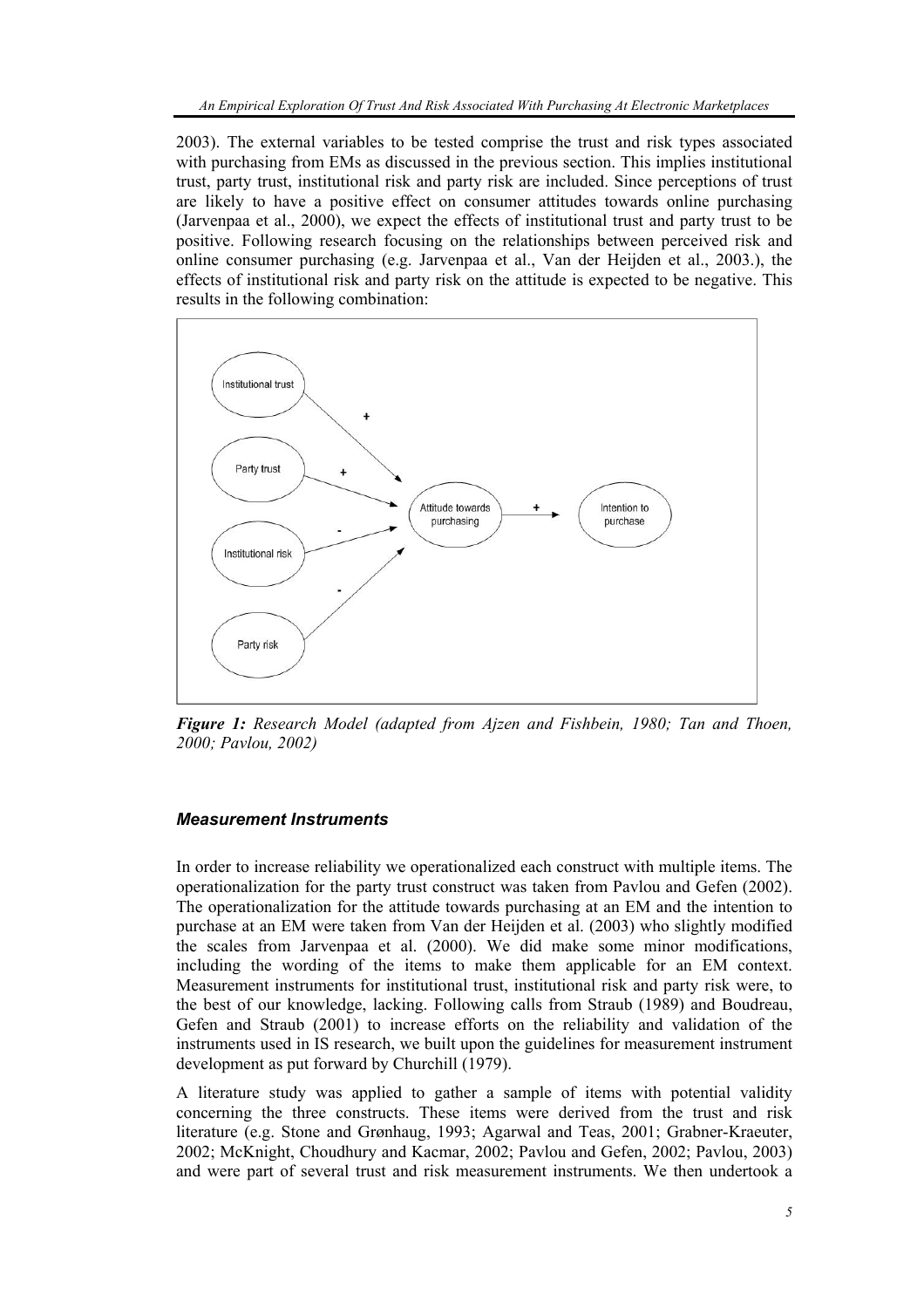2003). The external variables to be tested comprise the trust and risk types associated with purchasing from EMs as discussed in the previous section. This implies institutional trust, party trust, institutional risk and party risk are included. Since perceptions of trust are likely to have a positive effect on consumer attitudes towards online purchasing (Jarvenpaa et al., 2000), we expect the effects of institutional trust and party trust to be positive. Following research focusing on the relationships between perceived risk and online consumer purchasing (e.g. Jarvenpaa et al., Van der Heijden et al., 2003.), the effects of institutional risk and party risk on the attitude is expected to be negative. This results in the following combination:

***Figure 1:** Research Model (adapted from Ajzen and Fishbein, 1980; Tan and Thoen, 2000; Pavlou, 2002)*

### *Measurement Instruments*

In order to increase reliability we operationalized each construct with multiple items. The operationalization for the party trust construct was taken from Pavlou and Gefen (2002). The operationalization for the attitude towards purchasing at an EM and the intention to purchase at an EM were taken from Van der Heijden et al. (2003) who slightly modified the scales from Jarvenpaa et al. (2000). We did make some minor modifications, including the wording of the items to make them applicable for an EM context. Measurement instruments for institutional trust, institutional risk and party risk were, to the best of our knowledge, lacking. Following calls from Straub (1989) and Boudreau, Gefen and Straub (2001) to increase efforts on the reliability and validation of the instruments used in IS research, we built upon the guidelines for measurement instrument development as put forward by Churchill (1979).

A literature study was applied to gather a sample of items with potential validity concerning the three constructs. These items were derived from the trust and risk literature (e.g. Stone and Grønhaug, 1993; Agarwal and Teas, 2001; Grabner-Kraeuter, 2002; McKnight, Choudhury and Kacmar, 2002; Pavlou and Gefen, 2002; Pavlou, 2003) and were part of several trust and risk measurement instruments. We then undertook a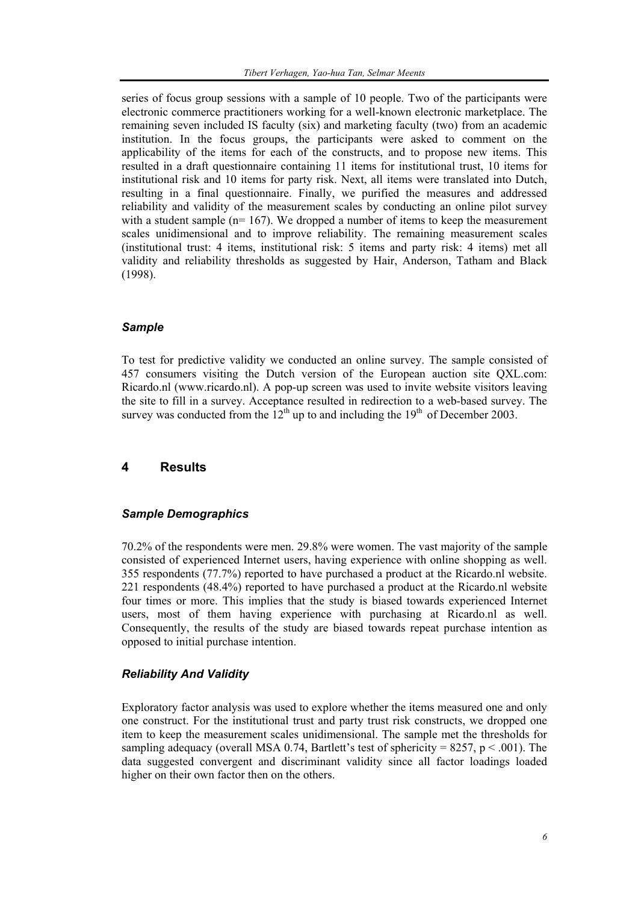series of focus group sessions with a sample of 10 people. Two of the participants were electronic commerce practitioners working for a well-known electronic marketplace. The remaining seven included IS faculty (six) and marketing faculty (two) from an academic institution. In the focus groups, the participants were asked to comment on the applicability of the items for each of the constructs, and to propose new items. This resulted in a draft questionnaire containing 11 items for institutional trust, 10 items for institutional risk and 10 items for party risk. Next, all items were translated into Dutch, resulting in a final questionnaire. Finally, we purified the measures and addressed reliability and validity of the measurement scales by conducting an online pilot survey with a student sample (n= 167). We dropped a number of items to keep the measurement scales unidimensional and to improve reliability. The remaining measurement scales (institutional trust: 4 items, institutional risk: 5 items and party risk: 4 items) met all validity and reliability thresholds as suggested by Hair, Anderson, Tatham and Black (1998).

### *Sample*

To test for predictive validity we conducted an online survey. The sample consisted of 457 consumers visiting the Dutch version of the European auction site QXL.com: Ricardo.nl (www.ricardo.nl). A pop-up screen was used to invite website visitors leaving the site to fill in a survey. Acceptance resulted in redirection to a web-based survey. The survey was conducted from the 12th up to and including the 19th of December 2003.

## 4 Results

### *Sample Demographics*

70.2% of the respondents were men. 29.8% were women. The vast majority of the sample consisted of experienced Internet users, having experience with online shopping as well. 355 respondents (77.7%) reported to have purchased a product at the Ricardo.nl website. 221 respondents (48.4%) reported to have purchased a product at the Ricardo.nl website four times or more. This implies that the study is biased towards experienced Internet users, most of them having experience with purchasing at Ricardo.nl as well. Consequently, the results of the study are biased towards repeat purchase intention as opposed to initial purchase intention.

### *Reliability And Validity*

Exploratory factor analysis was used to explore whether the items measured one and only one construct. For the institutional trust and party trust risk constructs, we dropped one item to keep the measurement scales unidimensional. The sample met the thresholds for sampling adequacy (overall MSA 0.74, Bartlett's test of sphericity = 8257, $p < .001$). The data suggested convergent and discriminant validity since all factor loadings loaded higher on their own factor then on the others.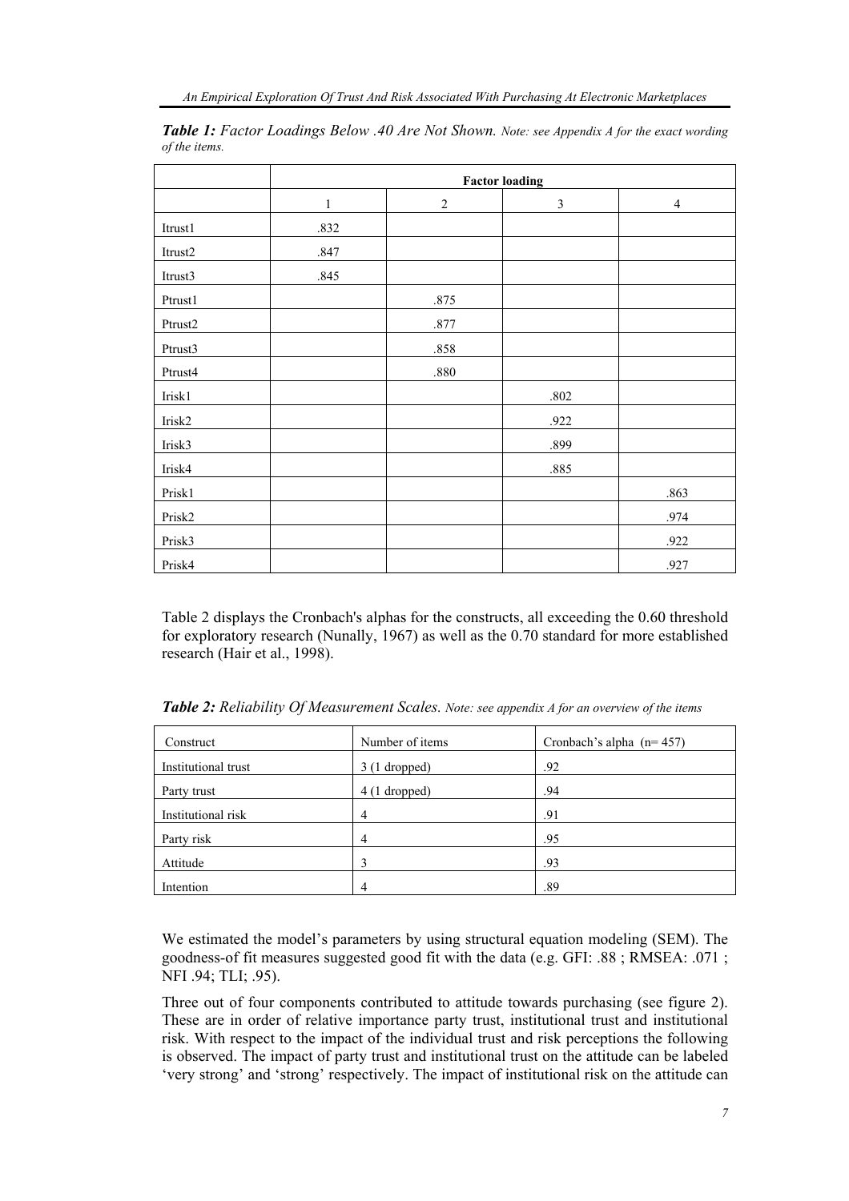***Table 1:*** *Factor Loadings Below .40 Are Not Shown. Note: see Appendix A for the exact wording of the items.*

| | Factor loading | | | |
|---|---|---|---|---|
| | 1 | 2 | 3 | 4 |
| Itrust1 | .832 | | | |
| Itrust2 | .847 | | | |
| Itrust3 | .845 | | | |
| Ptrust1 | | .875 | | |
| Ptrust2 | | .877 | | |
| Ptrust3 | | .858 | | |
| Ptrust4 | | .880 | | |
| Irisk1 | | | .802 | |
| Irisk2 | | | .922 | |
| Irisk3 | | | .899 | |
| Irisk4 | | | .885 | |
| Prisk1 | | | | .863 |
| Prisk2 | | | | .974 |
| Prisk3 | | | | .922 |
| Prisk4 | | | | .927 |

Table 2 displays the Cronbach's alphas for the constructs, all exceeding the 0.60 threshold for exploratory research (Nunally, 1967) as well as the 0.70 standard for more established research (Hair et al., 1998).

***Table 2:*** *Reliability Of Measurement Scales. Note: see appendix A for an overview of the items*

| Construct | Number of items | Cronbach's alpha (n= 457) |
|---|---|---|
| Institutional trust | 3 (1 dropped) | .92 |
| Party trust | 4 (1 dropped) | .94 |
| Institutional risk | 4 | .91 |
| Party risk | 4 | .95 |
| Attitude | 3 | .93 |
| Intention | 4 | .89 |

We estimated the model's parameters by using structural equation modeling (SEM). The goodness-of fit measures suggested good fit with the data (e.g. GFI: .88 ; RMSEA: .071 ; NFI .94; TLI; .95).

Three out of four components contributed to attitude towards purchasing (see figure 2). These are in order of relative importance party trust, institutional trust and institutional risk. With respect to the impact of the individual trust and risk perceptions the following is observed. The impact of party trust and institutional trust on the attitude can be labeled 'very strong' and 'strong' respectively. The impact of institutional risk on the attitude can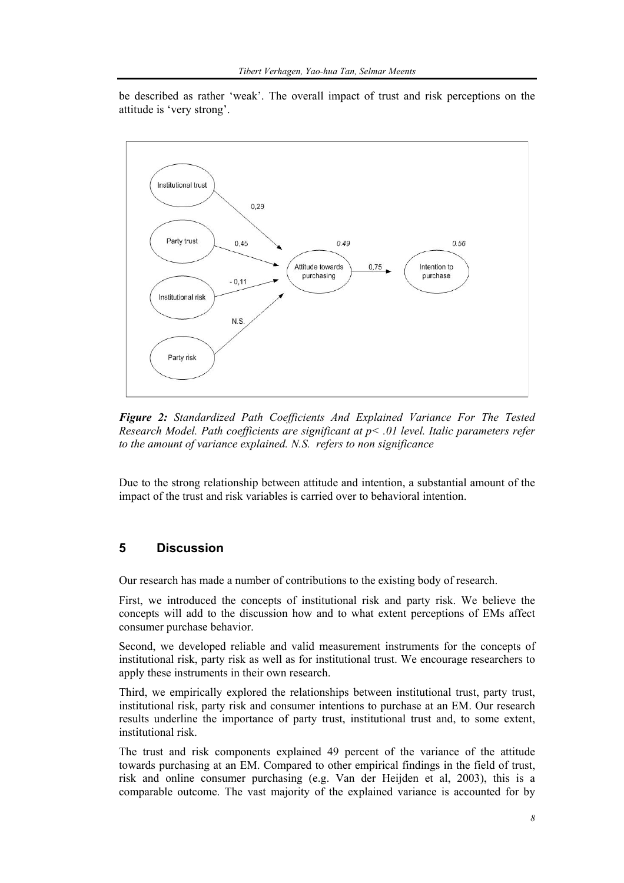be described as rather 'weak'. The overall impact of trust and risk perceptions on the attitude is 'very strong'.

***Figure 2:*** *Standardized Path Coefficients And Explained Variance For The Tested Research Model. Path coefficients are significant at $p < .01$ level. Italic parameters refer to the amount of variance explained. N.S. refers to non significance*

Due to the strong relationship between attitude and intention, a substantial amount of the impact of the trust and risk variables is carried over to behavioral intention.

## 5 Discussion

Our research has made a number of contributions to the existing body of research.

First, we introduced the concepts of institutional risk and party risk. We believe the concepts will add to the discussion how and to what extent perceptions of EMs affect consumer purchase behavior.

Second, we developed reliable and valid measurement instruments for the concepts of institutional risk, party risk as well as for institutional trust. We encourage researchers to apply these instruments in their own research.

Third, we empirically explored the relationships between institutional trust, party trust, institutional risk, party risk and consumer intentions to purchase at an EM. Our research results underline the importance of party trust, institutional trust and, to some extent, institutional risk.

The trust and risk components explained 49 percent of the variance of the attitude towards purchasing at an EM. Compared to other empirical findings in the field of trust, risk and online consumer purchasing (e.g. Van der Heijden et al, 2003), this is a comparable outcome. The vast majority of the explained variance is accounted for by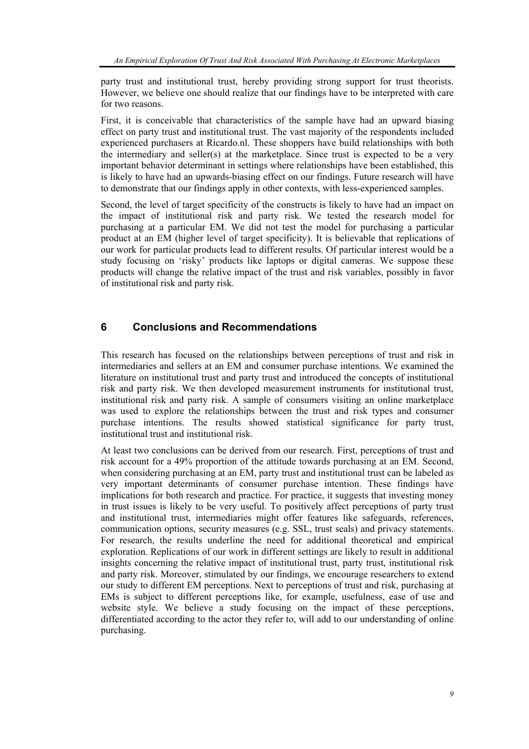party trust and institutional trust, hereby providing strong support for trust theorists. However, we believe one should realize that our findings have to be interpreted with care for two reasons.

First, it is conceivable that characteristics of the sample have had an upward biasing effect on party trust and institutional trust. The vast majority of the respondents included experienced purchasers at Ricardo.nl. These shoppers have build relationships with both the intermediary and seller(s) at the marketplace. Since trust is expected to be a very important behavior determinant in settings where relationships have been established, this is likely to have had an upwards-biasing effect on our findings. Future research will have to demonstrate that our findings apply in other contexts, with less-experienced samples.

Second, the level of target specificity of the constructs is likely to have had an impact on the impact of institutional risk and party risk. We tested the research model for purchasing at a particular EM. We did not test the model for purchasing a particular product at an EM (higher level of target specificity). It is believable that replications of our work for particular products lead to different results. Of particular interest would be a study focusing on 'risky' products like laptops or digital cameras. We suppose these products will change the relative impact of the trust and risk variables, possibly in favor of institutional risk and party risk.

## 6 Conclusions and Recommendations

This research has focused on the relationships between perceptions of trust and risk in intermediaries and sellers at an EM and consumer purchase intentions. We examined the literature on institutional trust and party trust and introduced the concepts of institutional risk and party risk. We then developed measurement instruments for institutional trust, institutional risk and party risk. A sample of consumers visiting an online marketplace was used to explore the relationships between the trust and risk types and consumer purchase intentions. The results showed statistical significance for party trust, institutional trust and institutional risk.

At least two conclusions can be derived from our research. First, perceptions of trust and risk account for a 49% proportion of the attitude towards purchasing at an EM. Second, when considering purchasing at an EM, party trust and institutional trust can be labeled as very important determinants of consumer purchase intention. These findings have implications for both research and practice. For practice, it suggests that investing money in trust issues is likely to be very useful. To positively affect perceptions of party trust and institutional trust, intermediaries might offer features like safeguards, references, communication options, security measures (e.g. SSL, trust seals) and privacy statements. For research, the results underline the need for additional theoretical and empirical exploration. Replications of our work in different settings are likely to result in additional insights concerning the relative impact of institutional trust, party trust, institutional risk and party risk. Moreover, stimulated by our findings, we encourage researchers to extend our study to different EM perceptions. Next to perceptions of trust and risk, purchasing at EMs is subject to different perceptions like, for example, usefulness, ease of use and website style. We believe a study focusing on the impact of these perceptions, differentiated according to the actor they refer to, will add to our understanding of online purchasing.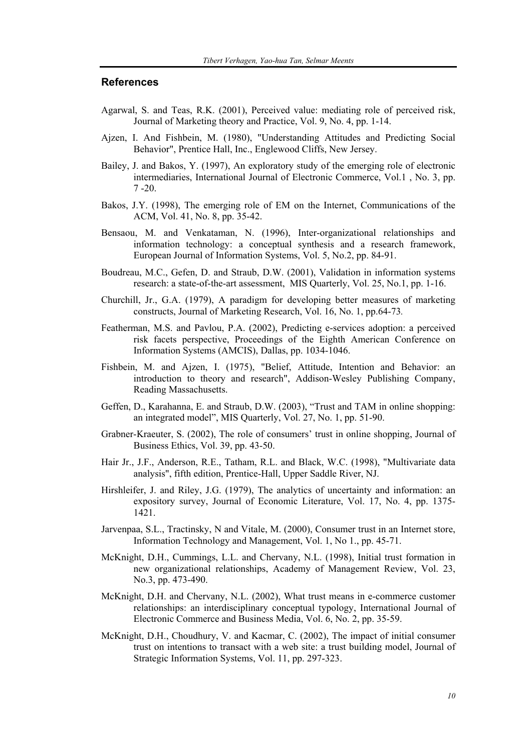## References

Agarwal, S. and Teas, R.K. (2001), Perceived value: mediating role of perceived risk, Journal of Marketing theory and Practice, Vol. 9, No. 4, pp. 1-14.

Ajzen, I. And Fishbein, M. (1980), "Understanding Attitudes and Predicting Social Behavior", Prentice Hall, Inc., Englewood Cliffs, New Jersey.

Bailey, J. and Bakos, Y. (1997), An exploratory study of the emerging role of electronic intermediaries, International Journal of Electronic Commerce, Vol.1 , No. 3, pp. 7 -20.

Bakos, J.Y. (1998), The emerging role of EM on the Internet, Communications of the ACM, Vol. 41, No. 8, pp. 35-42.

Bensaou, M. and Venkataman, N. (1996), Inter-organizational relationships and information technology: a conceptual synthesis and a research framework, European Journal of Information Systems, Vol. 5, No.2, pp. 84-91.

Boudreau, M.C., Gefen, D. and Straub, D.W. (2001), Validation in information systems research: a state-of-the-art assessment, MIS Quarterly, Vol. 25, No.1, pp. 1-16.

Churchill, Jr., G.A. (1979), A paradigm for developing better measures of marketing constructs, Journal of Marketing Research, Vol. 16, No. 1, pp.64-73.

Featherman, M.S. and Pavlou, P.A. (2002), Predicting e-services adoption: a perceived risk facets perspective, Proceedings of the Eighth American Conference on Information Systems (AMCIS), Dallas, pp. 1034-1046.

Fishbein, M. and Ajzen, I. (1975), "Belief, Attitude, Intention and Behavior: an introduction to theory and research", Addison-Wesley Publishing Company, Reading Massachusetts.

Geffen, D., Karahanna, E. and Straub, D.W. (2003), "Trust and TAM in online shopping: an integrated model", MIS Quarterly, Vol. 27, No. 1, pp. 51-90.

Grabner-Kraeuter, S. (2002), The role of consumers' trust in online shopping, Journal of Business Ethics, Vol. 39, pp. 43-50.

Hair Jr., J.F., Anderson, R.E., Tatham, R.L. and Black, W.C. (1998), "Multivariate data analysis", fifth edition, Prentice-Hall, Upper Saddle River, NJ.

Hirshleifer, J. and Riley, J.G. (1979), The analytics of uncertainty and information: an expository survey, Journal of Economic Literature, Vol. 17, No. 4, pp. 1375-1421.

Jarvenpaa, S.L., Tractinsky, N and Vitale, M. (2000), Consumer trust in an Internet store, Information Technology and Management, Vol. 1, No 1., pp. 45-71.

McKnight, D.H., Cummings, L.L. and Chervany, N.L. (1998), Initial trust formation in new organizational relationships, Academy of Management Review, Vol. 23, No.3, pp. 473-490.

McKnight, D.H. and Chervany, N.L. (2002), What trust means in e-commerce customer relationships: an interdisciplinary conceptual typology, International Journal of Electronic Commerce and Business Media, Vol. 6, No. 2, pp. 35-59.

McKnight, D.H., Choudhury, V. and Kacmar, C. (2002), The impact of initial consumer trust on intentions to transact with a web site: a trust building model, Journal of Strategic Information Systems, Vol. 11, pp. 297-323.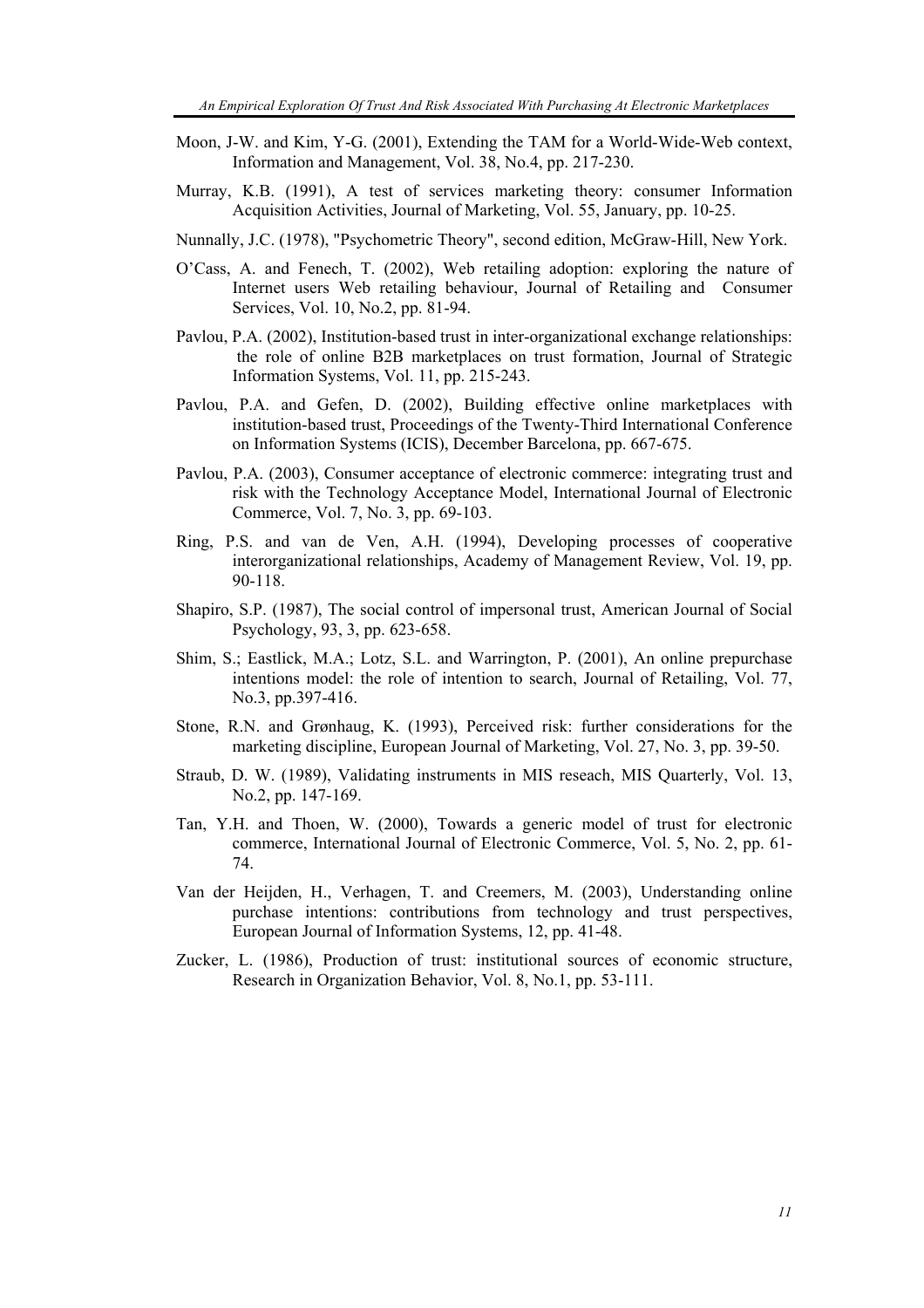Moon, J-W. and Kim, Y-G. (2001), Extending the TAM for a World-Wide-Web context, Information and Management, Vol. 38, No.4, pp. 217-230.

Murray, K.B. (1991), A test of services marketing theory: consumer Information Acquisition Activities, Journal of Marketing, Vol. 55, January, pp. 10-25.

Nunnally, J.C. (1978), "Psychometric Theory", second edition, McGraw-Hill, New York.

O'Cass, A. and Fenech, T. (2002), Web retailing adoption: exploring the nature of Internet users Web retailing behaviour, Journal of Retailing and Consumer Services, Vol. 10, No.2, pp. 81-94.

Pavlou, P.A. (2002), Institution-based trust in inter-organizational exchange relationships: the role of online B2B marketplaces on trust formation, Journal of Strategic Information Systems, Vol. 11, pp. 215-243.

Pavlou, P.A. and Gefen, D. (2002), Building effective online marketplaces with institution-based trust, Proceedings of the Twenty-Third International Conference on Information Systems (ICIS), December Barcelona, pp. 667-675.

Pavlou, P.A. (2003), Consumer acceptance of electronic commerce: integrating trust and risk with the Technology Acceptance Model, International Journal of Electronic Commerce, Vol. 7, No. 3, pp. 69-103.

Ring, P.S. and van de Ven, A.H. (1994), Developing processes of cooperative interorganizational relationships, Academy of Management Review, Vol. 19, pp. 90-118.

Shapiro, S.P. (1987), The social control of impersonal trust, American Journal of Social Psychology, 93, 3, pp. 623-658.

Shim, S.; Eastlick, M.A.; Lotz, S.L. and Warrington, P. (2001), An online prepurchase intentions model: the role of intention to search, Journal of Retailing, Vol. 77, No.3, pp.397-416.

Stone, R.N. and Grønhaug, K. (1993), Perceived risk: further considerations for the marketing discipline, European Journal of Marketing, Vol. 27, No. 3, pp. 39-50.

Straub, D. W. (1989), Validating instruments in MIS reseach, MIS Quarterly, Vol. 13, No.2, pp. 147-169.

Tan, Y.H. and Thoen, W. (2000), Towards a generic model of trust for electronic commerce, International Journal of Electronic Commerce, Vol. 5, No. 2, pp. 61-74.

Van der Heijden, H., Verhagen, T. and Creemers, M. (2003), Understanding online purchase intentions: contributions from technology and trust perspectives, European Journal of Information Systems, 12, pp. 41-48.

Zucker, L. (1986), Production of trust: institutional sources of economic structure, Research in Organization Behavior, Vol. 8, No.1, pp. 53-111.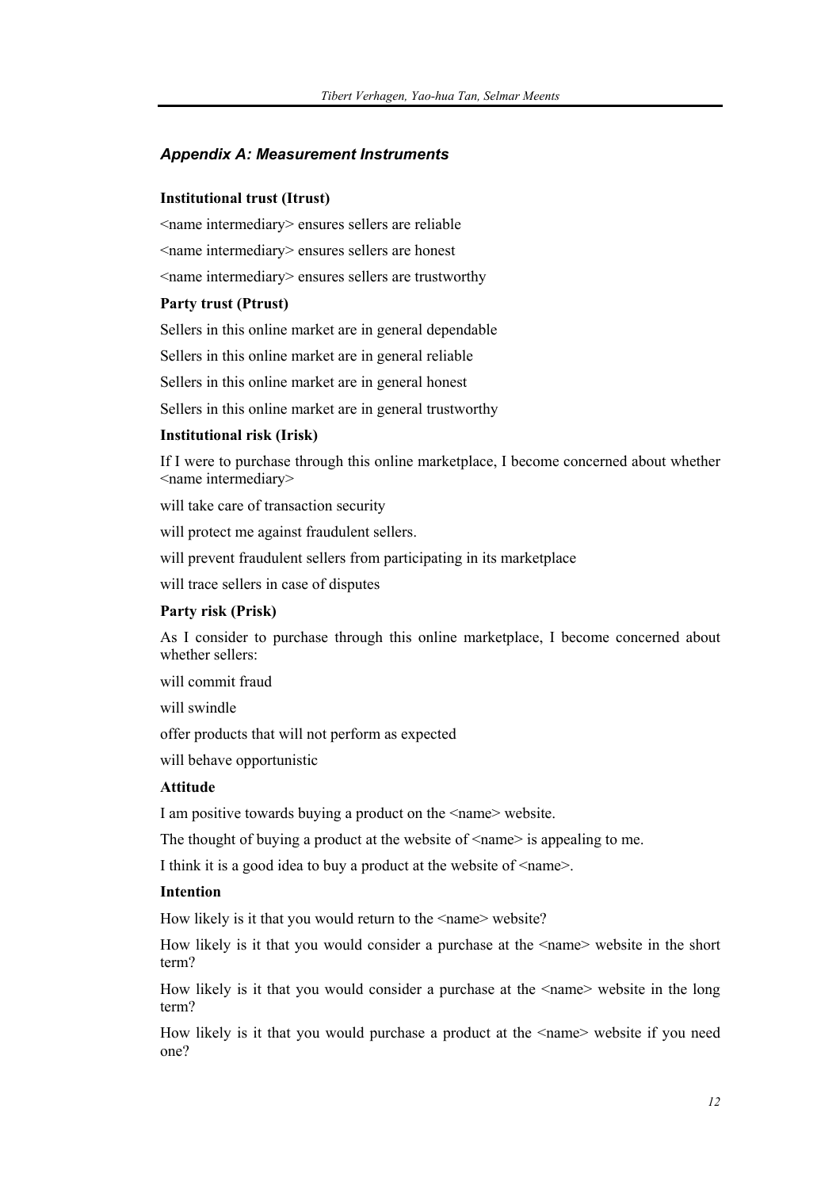## *Appendix A: Measurement Instruments*

**Institutional trust (Itrust)**

<name intermediary> ensures sellers are reliable

<name intermediary> ensures sellers are honest

<name intermediary> ensures sellers are trustworthy

**Party trust (Ptrust)**

Sellers in this online market are in general dependable

Sellers in this online market are in general reliable

Sellers in this online market are in general honest

Sellers in this online market are in general trustworthy

**Institutional risk (Irisk)**

If I were to purchase through this online marketplace, I become concerned about whether <name intermediary>

will take care of transaction security

will protect me against fraudulent sellers.

will prevent fraudulent sellers from participating in its marketplace

will trace sellers in case of disputes

**Party risk (Prisk)**

As I consider to purchase through this online marketplace, I become concerned about whether sellers:

will commit fraud

will swindle

offer products that will not perform as expected

will behave opportunistic

**Attitude**

I am positive towards buying a product on the <name> website.

The thought of buying a product at the website of <name> is appealing to me.

I think it is a good idea to buy a product at the website of <name>.

**Intention**

How likely is it that you would return to the <name> website?

How likely is it that you would consider a purchase at the <name> website in the short term?

How likely is it that you would consider a purchase at the <name> website in the long term?

How likely is it that you would purchase a product at the <name> website if you need one?